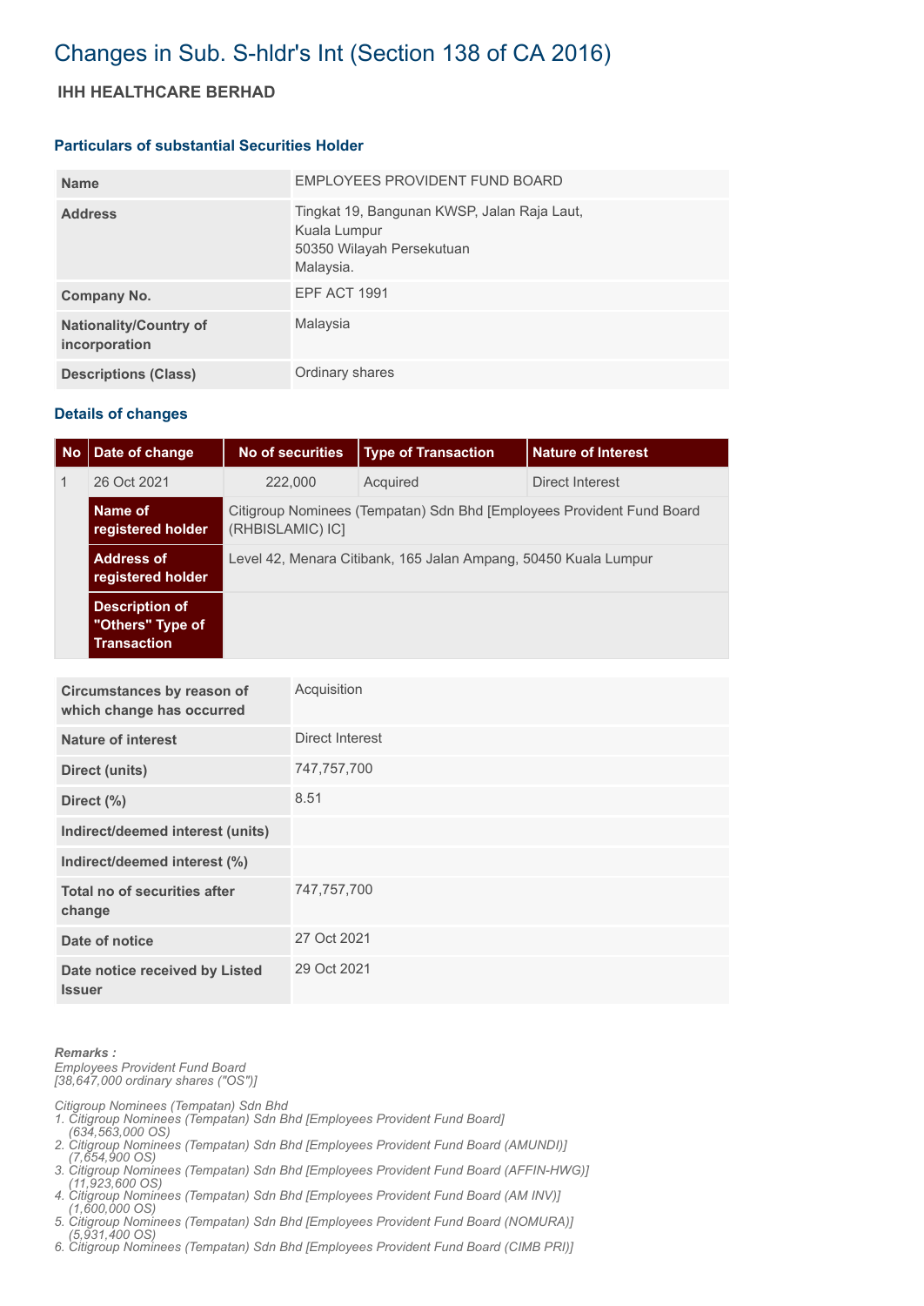# Changes in Sub. S-hldr's Int (Section 138 of CA 2016)

## IHH HEALTHCARE BERHAD

### Particulars of substantial Securities Holder

| | |
|---|---|
| **Name** | EMPLOYEES PROVIDENT FUND BOARD |
| **Address** | Tingkat 19, Bangunan KWSP, Jalan Raja Laut,<br>Kuala Lumpur<br>50350 Wilayah Persekutuan<br>Malaysia. |
| **Company No.** | EPF ACT 1991 |
| **Nationality/Country of incorporation** | Malaysia |
| **Descriptions (Class)** | Ordinary shares |

### Details of changes

| No | Date of change | No of securities | Type of Transaction | Nature of Interest |
|---|---|---|---|---|
| 1 | 26 Oct 2021 | 222,000 | Acquired | Direct Interest |
| | **Name of registered holder** | Citigroup Nominees (Tempatan) Sdn Bhd [Employees Provident Fund Board (RHBISLAMIC) IC] | | |
| | **Address of registered holder** | Level 42, Menara Citibank, 165 Jalan Ampang, 50450 Kuala Lumpur | | |
| | **Description of "Others" Type of Transaction** | | | |

| | |
|---|---|
| **Circumstances by reason of which change has occurred** | Acquisition |
| **Nature of interest** | Direct Interest |
| **Direct (units)** | 747,757,700 |
| **Direct (%)** | 8.51 |
| **Indirect/deemed interest (units)** | |
| **Indirect/deemed interest (%)** | |
| **Total no of securities after change** | 747,757,700 |
| **Date of notice** | 27 Oct 2021 |
| **Date notice received by Listed Issuer** | 29 Oct 2021 |

***Remarks :***

*Employees Provident Fund Board*
*[38,647,000 ordinary shares ("OS")]*

*Citigroup Nominees (Tempatan) Sdn Bhd*
1. *Citigroup Nominees (Tempatan) Sdn Bhd [Employees Provident Fund Board] (634,563,000 OS)*
2. *Citigroup Nominees (Tempatan) Sdn Bhd [Employees Provident Fund Board (AMUNDI)] (7,654,900 OS)*
3. *Citigroup Nominees (Tempatan) Sdn Bhd [Employees Provident Fund Board (AFFIN-HWG)] (11,923,600 OS)*
4. *Citigroup Nominees (Tempatan) Sdn Bhd [Employees Provident Fund Board (AM INV)] (1,600,000 OS)*
5. *Citigroup Nominees (Tempatan) Sdn Bhd [Employees Provident Fund Board (NOMURA)] (5,931,400 OS)*
6. *Citigroup Nominees (Tempatan) Sdn Bhd [Employees Provident Fund Board (CIMB PRI)]*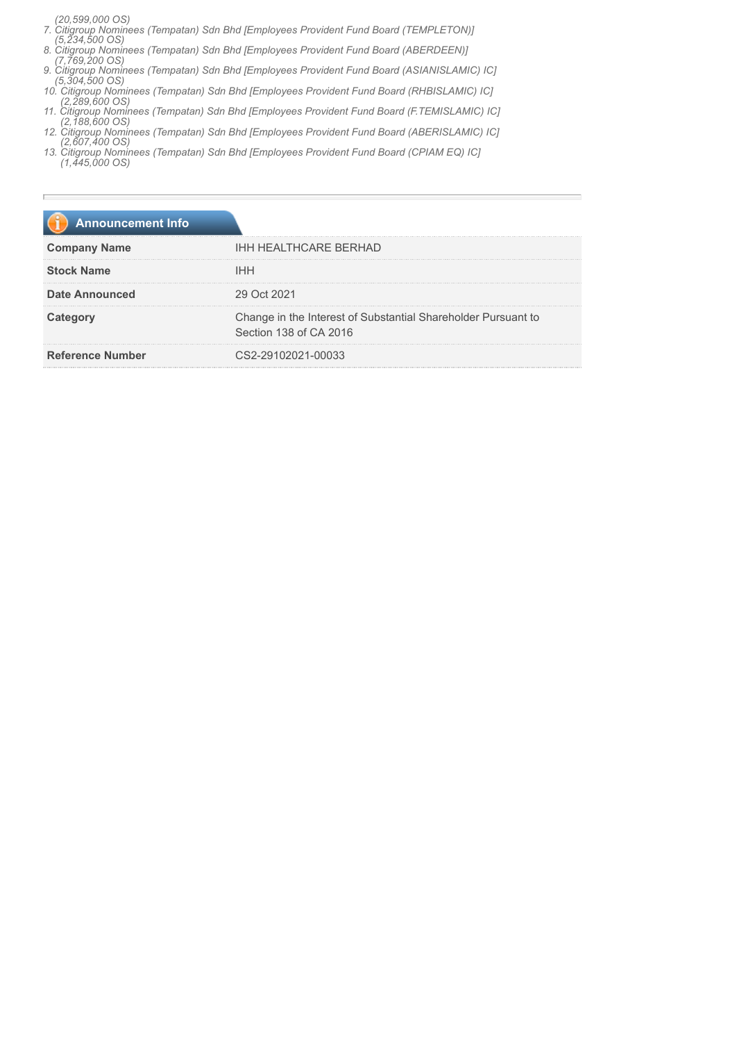*(20,599,000 OS)*

7. *Citigroup Nominees (Tempatan) Sdn Bhd [Employees Provident Fund Board (TEMPLETON)] (5,234,500 OS)*
8. *Citigroup Nominees (Tempatan) Sdn Bhd [Employees Provident Fund Board (ABERDEEN)] (7,769,200 OS)*
9. *Citigroup Nominees (Tempatan) Sdn Bhd [Employees Provident Fund Board (ASIANISLAMIC) IC] (5,304,500 OS)*
10. *Citigroup Nominees (Tempatan) Sdn Bhd [Employees Provident Fund Board (RHBISLAMIC) IC] (2,289,600 OS)*
11. *Citigroup Nominees (Tempatan) Sdn Bhd [Employees Provident Fund Board (F.TEMISLAMIC) IC] (2,188,600 OS)*
12. *Citigroup Nominees (Tempatan) Sdn Bhd [Employees Provident Fund Board (ABERISLAMIC) IC] (2,607,400 OS)*
13. *Citigroup Nominees (Tempatan) Sdn Bhd [Employees Provident Fund Board (CPIAM EQ) IC] (1,445,000 OS)*

## Announcement Info

| | |
|---|---|
| **Company Name** | IHH HEALTHCARE BERHAD |
| **Stock Name** | IHH |
| **Date Announced** | 29 Oct 2021 |
| **Category** | Change in the Interest of Substantial Shareholder Pursuant to Section 138 of CA 2016 |
| **Reference Number** | CS2-29102021-00033 |